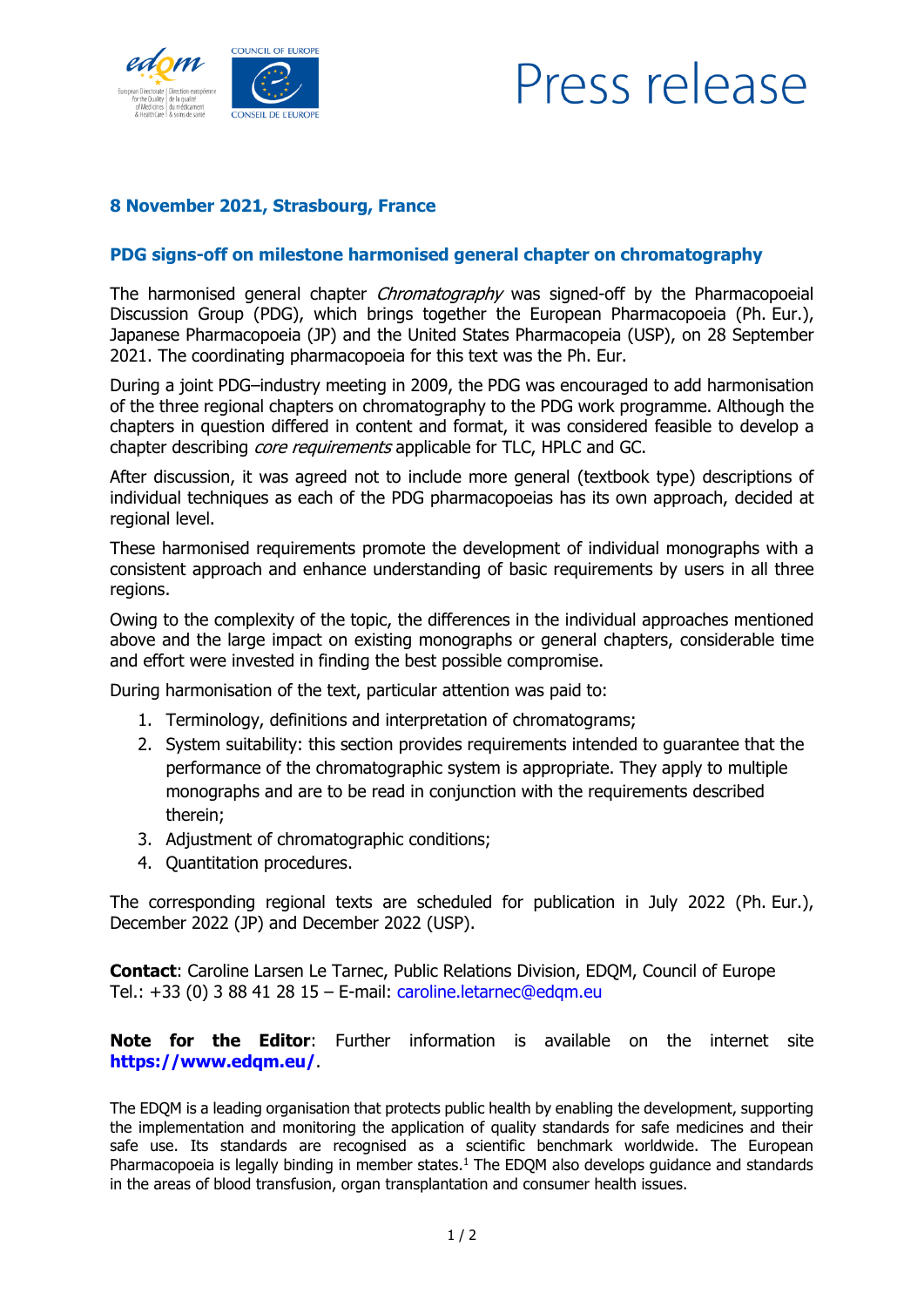# Press release

**8 November 2021, Strasbourg, France**

## PDG signs-off on milestone harmonised general chapter on chromatography

The harmonised general chapter *Chromatography* was signed-off by the Pharmacopoeial Discussion Group (PDG), which brings together the European Pharmacopoeia (Ph. Eur.), Japanese Pharmacopoeia (JP) and the United States Pharmacopeia (USP), on 28 September 2021. The coordinating pharmacopoeia for this text was the Ph. Eur.

During a joint PDG–industry meeting in 2009, the PDG was encouraged to add harmonisation of the three regional chapters on chromatography to the PDG work programme. Although the chapters in question differed in content and format, it was considered feasible to develop a chapter describing *core requirements* applicable for TLC, HPLC and GC.

After discussion, it was agreed not to include more general (textbook type) descriptions of individual techniques as each of the PDG pharmacopoeias has its own approach, decided at regional level.

These harmonised requirements promote the development of individual monographs with a consistent approach and enhance understanding of basic requirements by users in all three regions.

Owing to the complexity of the topic, the differences in the individual approaches mentioned above and the large impact on existing monographs or general chapters, considerable time and effort were invested in finding the best possible compromise.

During harmonisation of the text, particular attention was paid to:

1. Terminology, definitions and interpretation of chromatograms;
2. System suitability: this section provides requirements intended to guarantee that the performance of the chromatographic system is appropriate. They apply to multiple monographs and are to be read in conjunction with the requirements described therein;
3. Adjustment of chromatographic conditions;
4. Quantitation procedures.

The corresponding regional texts are scheduled for publication in July 2022 (Ph. Eur.), December 2022 (JP) and December 2022 (USP).

**Contact**: Caroline Larsen Le Tarnec, Public Relations Division, EDQM, Council of Europe
Tel.: +33 (0) 3 88 41 28 15 – E-mail: caroline.letarnec@edqm.eu

**Note for the Editor**: Further information is available on the internet site **https://www.edqm.eu/**.

The EDQM is a leading organisation that protects public health by enabling the development, supporting the implementation and monitoring the application of quality standards for safe medicines and their safe use. Its standards are recognised as a scientific benchmark worldwide. The European Pharmacopoeia is legally binding in member states.[1] The EDQM also develops guidance and standards in the areas of blood transfusion, organ transplantation and consumer health issues.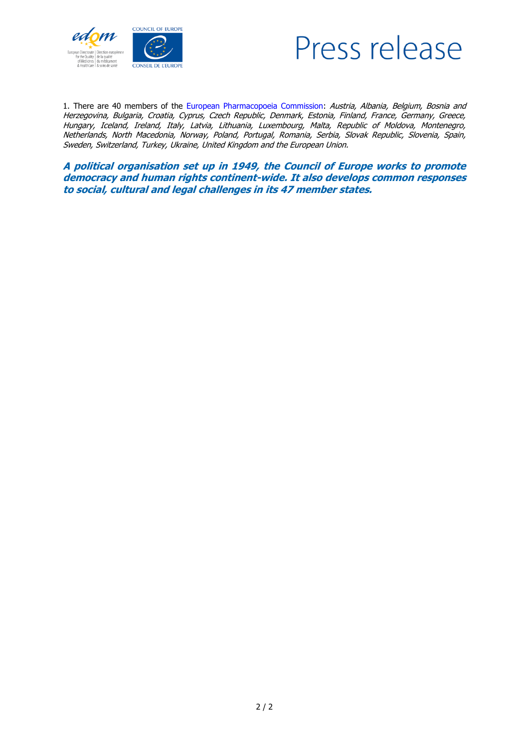1. There are 40 members of the European Pharmacopoeia Commission: *Austria, Albania, Belgium, Bosnia and Herzegovina, Bulgaria, Croatia, Cyprus, Czech Republic, Denmark, Estonia, Finland, France, Germany, Greece, Hungary, Iceland, Ireland, Italy, Latvia, Lithuania, Luxembourg, Malta, Republic of Moldova, Montenegro, Netherlands, North Macedonia, Norway, Poland, Portugal, Romania, Serbia, Slovak Republic, Slovenia, Spain, Sweden, Switzerland, Turkey, Ukraine, United Kingdom and the European Union.*

***A political organisation set up in 1949, the Council of Europe works to promote democracy and human rights continent-wide. It also develops common responses to social, cultural and legal challenges in its 47 member states.***